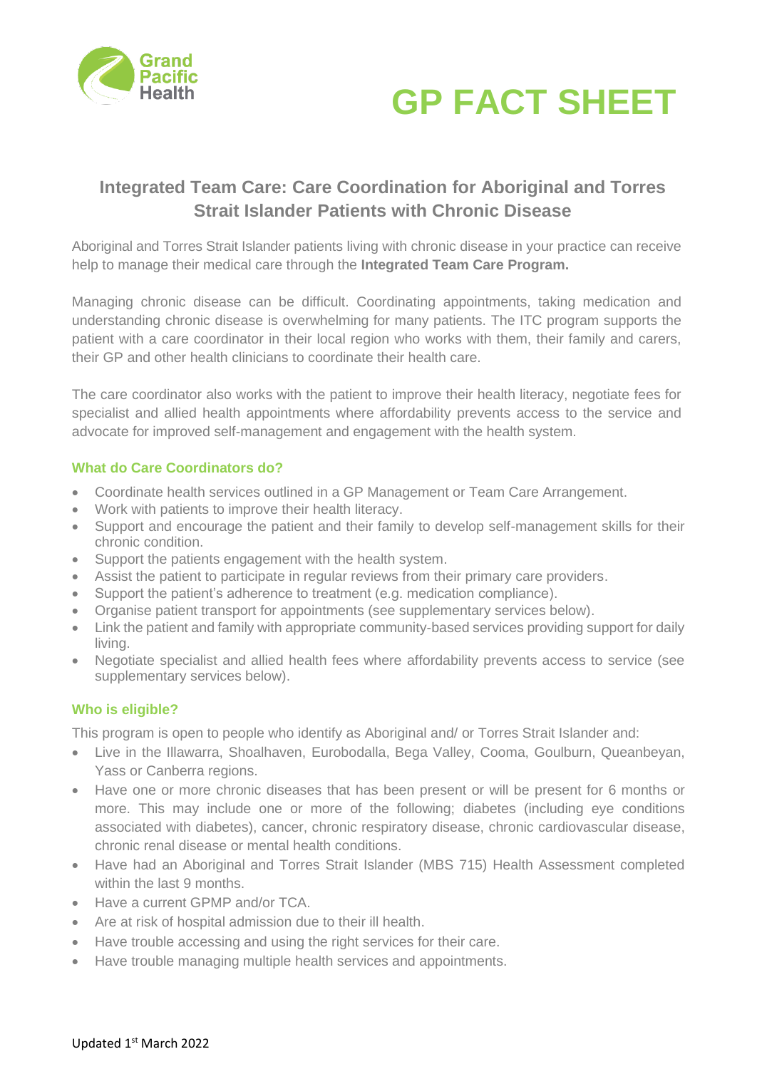Grand Pacific Health

# GP FACT SHEET

## Integrated Team Care: Care Coordination for Aboriginal and Torres Strait Islander Patients with Chronic Disease

Aboriginal and Torres Strait Islander patients living with chronic disease in your practice can receive help to manage their medical care through the **Integrated Team Care Program.**

Managing chronic disease can be difficult. Coordinating appointments, taking medication and understanding chronic disease is overwhelming for many patients. The ITC program supports the patient with a care coordinator in their local region who works with them, their family and carers, their GP and other health clinicians to coordinate their health care.

The care coordinator also works with the patient to improve their health literacy, negotiate fees for specialist and allied health appointments where affordability prevents access to the service and advocate for improved self-management and engagement with the health system.

### What do Care Coordinators do?

- Coordinate health services outlined in a GP Management or Team Care Arrangement.
- Work with patients to improve their health literacy.
- Support and encourage the patient and their family to develop self-management skills for their chronic condition.
- Support the patients engagement with the health system.
- Assist the patient to participate in regular reviews from their primary care providers.
- Support the patient's adherence to treatment (e.g. medication compliance).
- Organise patient transport for appointments (see supplementary services below).
- Link the patient and family with appropriate community-based services providing support for daily living.
- Negotiate specialist and allied health fees where affordability prevents access to service (see supplementary services below).

### Who is eligible?

This program is open to people who identify as Aboriginal and/ or Torres Strait Islander and:

- Live in the Illawarra, Shoalhaven, Eurobodalla, Bega Valley, Cooma, Goulburn, Queanbeyan, Yass or Canberra regions.
- Have one or more chronic diseases that has been present or will be present for 6 months or more. This may include one or more of the following; diabetes (including eye conditions associated with diabetes), cancer, chronic respiratory disease, chronic cardiovascular disease, chronic renal disease or mental health conditions.
- Have had an Aboriginal and Torres Strait Islander (MBS 715) Health Assessment completed within the last 9 months.
- Have a current GPMP and/or TCA.
- Are at risk of hospital admission due to their ill health.
- Have trouble accessing and using the right services for their care.
- Have trouble managing multiple health services and appointments.

Updated 1st March 2022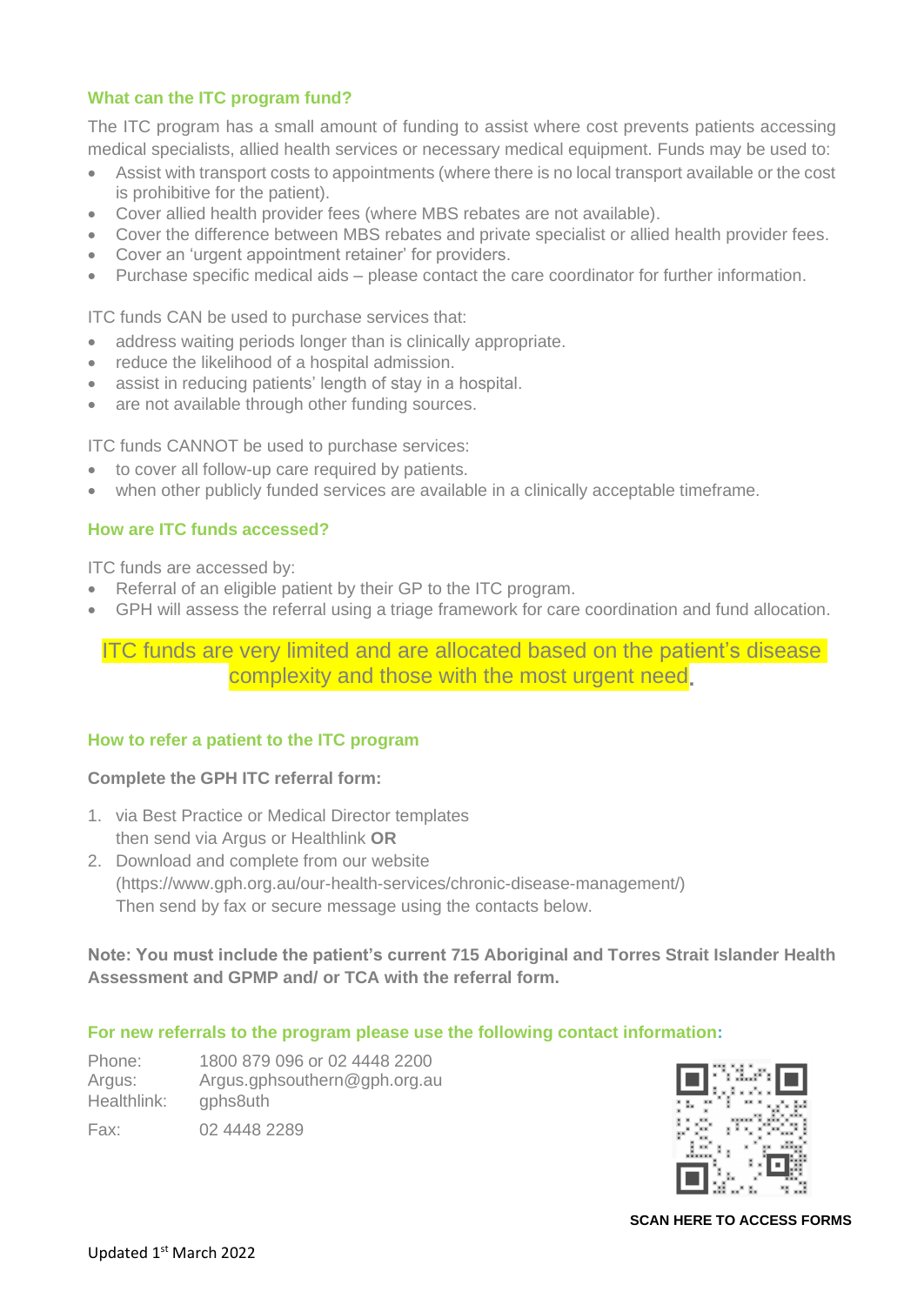### What can the ITC program fund?

The ITC program has a small amount of funding to assist where cost prevents patients accessing medical specialists, allied health services or necessary medical equipment. Funds may be used to:

- Assist with transport costs to appointments (where there is no local transport available or the cost is prohibitive for the patient).
- Cover allied health provider fees (where MBS rebates are not available).
- Cover the difference between MBS rebates and private specialist or allied health provider fees.
- Cover an 'urgent appointment retainer' for providers.
- Purchase specific medical aids – please contact the care coordinator for further information.

ITC funds CAN be used to purchase services that:

- address waiting periods longer than is clinically appropriate.
- reduce the likelihood of a hospital admission.
- assist in reducing patients' length of stay in a hospital.
- are not available through other funding sources.

ITC funds CANNOT be used to purchase services:

- to cover all follow-up care required by patients.
- when other publicly funded services are available in a clinically acceptable timeframe.

### How are ITC funds accessed?

ITC funds are accessed by:

- Referral of an eligible patient by their GP to the ITC program.
- GPH will assess the referral using a triage framework for care coordination and fund allocation.

ITC funds are very limited and are allocated based on the patient's disease complexity and those with the most urgent need.

### How to refer a patient to the ITC program

**Complete the GPH ITC referral form:**

1. via Best Practice or Medical Director templates then send via Argus or Healthlink **OR**
2. Download and complete from our website (https://www.gph.org.au/our-health-services/chronic-disease-management/) Then send by fax or secure message using the contacts below.

**Note: You must include the patient's current 715 Aboriginal and Torres Strait Islander Health Assessment and GPMP and/ or TCA with the referral form.**

### For new referrals to the program please use the following contact information:

Phone: 1800 879 096 or 02 4448 2200
Argus: Argus.gphsouthern@gph.org.au
Healthlink: gphs8uth
Fax: 02 4448 2289

**SCAN HERE TO ACCESS FORMS**

Updated 1st March 2022